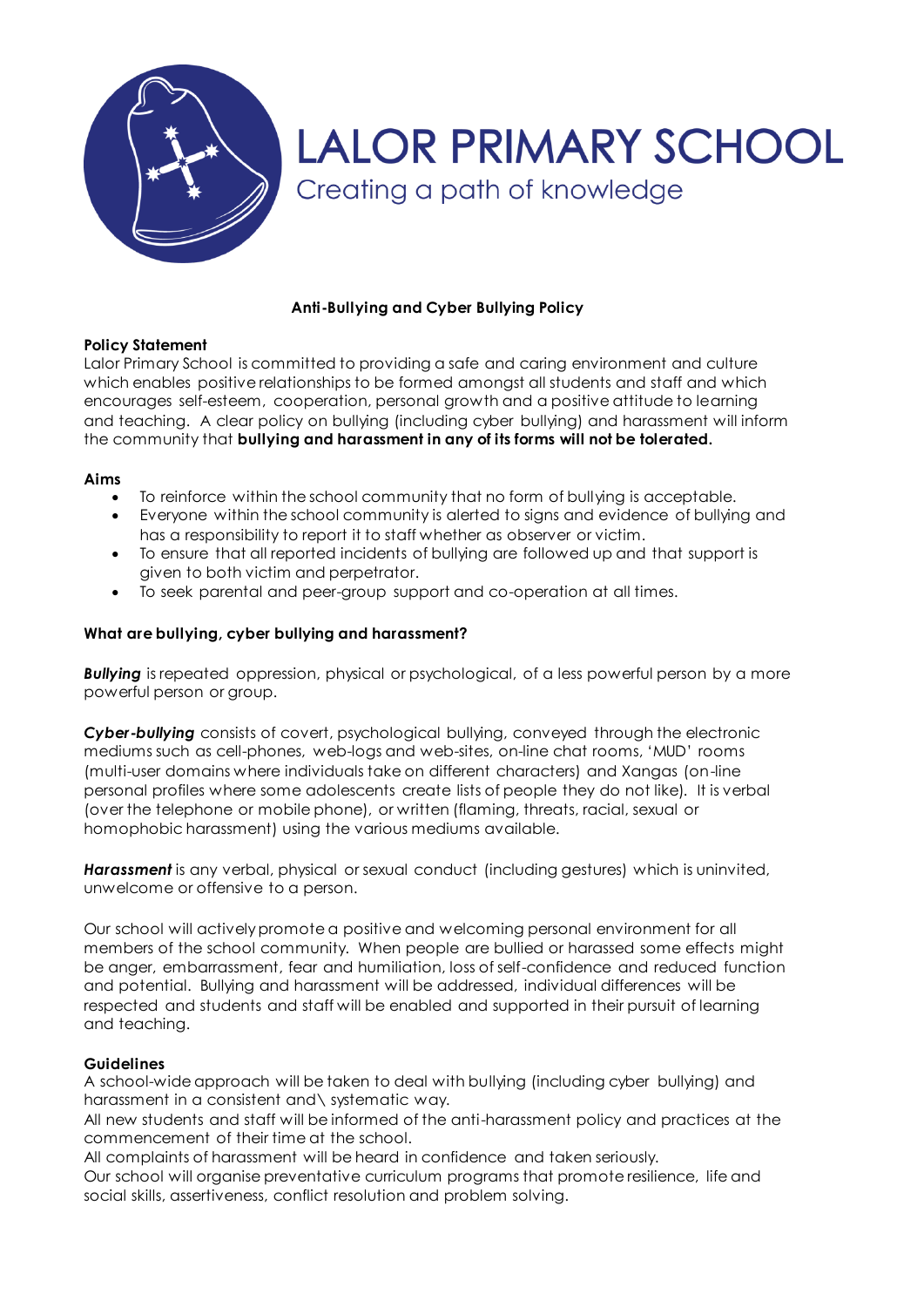# LALOR PRIMARY SCHOOL

Creating a path of knowledge

## Anti-Bullying and Cyber Bullying Policy

### Policy Statement

Lalor Primary School is committed to providing a safe and caring environment and culture which enables positive relationships to be formed amongst all students and staff and which encourages self-esteem, cooperation, personal growth and a positive attitude to learning and teaching. A clear policy on bullying (including cyber bullying) and harassment will inform the community that **bullying and harassment in any of its forms will not be tolerated.**

### Aims

- To reinforce within the school community that no form of bullying is acceptable.
- Everyone within the school community is alerted to signs and evidence of bullying and has a responsibility to report it to staff whether as observer or victim.
- To ensure that all reported incidents of bullying are followed up and that support is given to both victim and perpetrator.
- To seek parental and peer-group support and co-operation at all times.

### What are bullying, cyber bullying and harassment?

***Bullying*** is repeated oppression, physical or psychological, of a less powerful person by a more powerful person or group.

***Cyber-bullying*** consists of covert, psychological bullying, conveyed through the electronic mediums such as cell-phones, web-logs and web-sites, on-line chat rooms, 'MUD' rooms (multi-user domains where individuals take on different characters) and Xangas (on-line personal profiles where some adolescents create lists of people they do not like). It is verbal (over the telephone or mobile phone), or written (flaming, threats, racial, sexual or homophobic harassment) using the various mediums available.

***Harassment*** is any verbal, physical or sexual conduct (including gestures) which is uninvited, unwelcome or offensive to a person.

Our school will actively promote a positive and welcoming personal environment for all members of the school community. When people are bullied or harassed some effects might be anger, embarrassment, fear and humiliation, loss of self-confidence and reduced function and potential. Bullying and harassment will be addressed, individual differences will be respected and students and staff will be enabled and supported in their pursuit of learning and teaching.

### Guidelines

A school-wide approach will be taken to deal with bullying (including cyber bullying) and harassment in a consistent and\ systematic way.

All new students and staff will be informed of the anti-harassment policy and practices at the commencement of their time at the school.

All complaints of harassment will be heard in confidence and taken seriously.

Our school will organise preventative curriculum programs that promote resilience, life and social skills, assertiveness, conflict resolution and problem solving.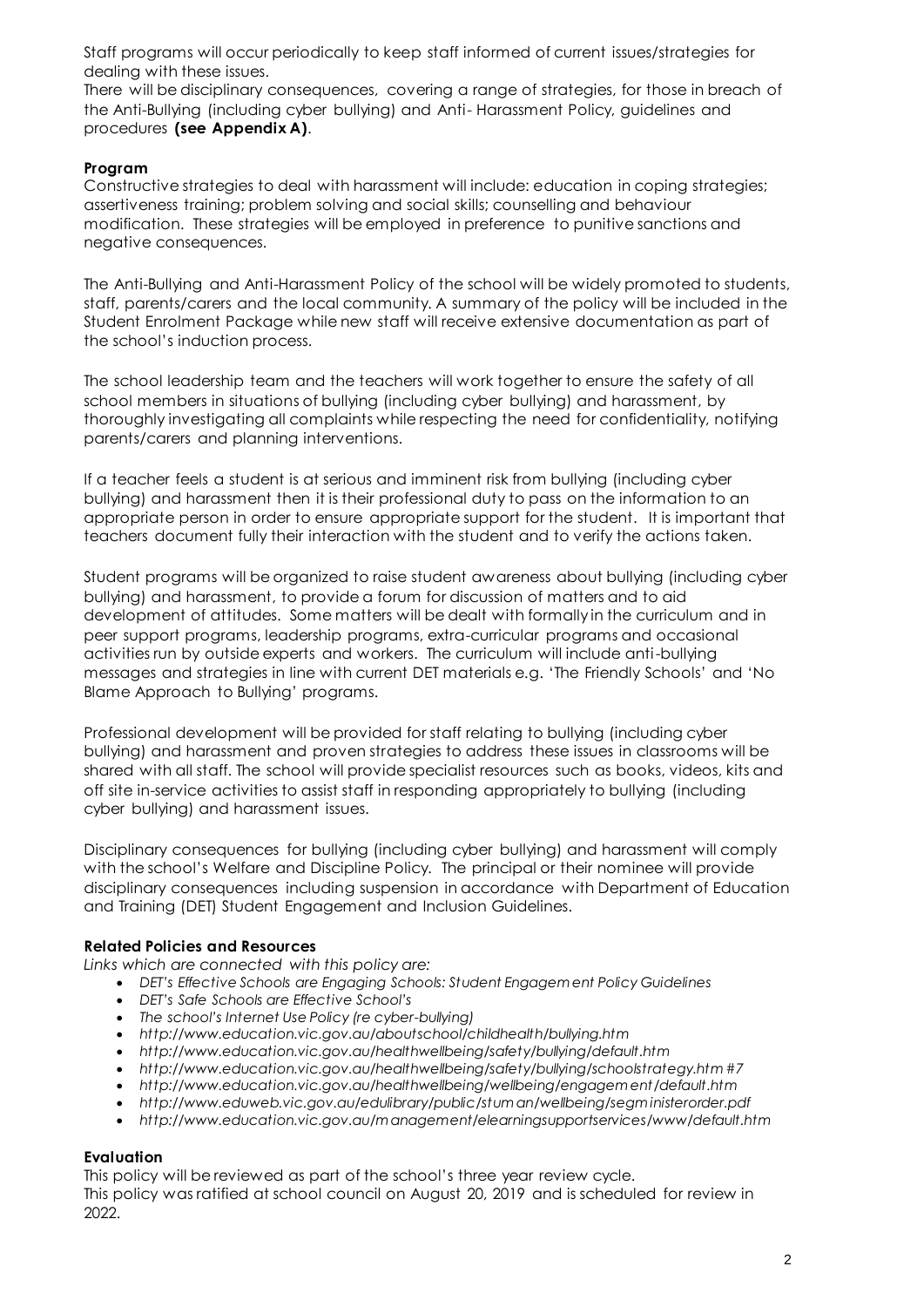Staff programs will occur periodically to keep staff informed of current issues/strategies for dealing with these issues.
There will be disciplinary consequences, covering a range of strategies, for those in breach of the Anti-Bullying (including cyber bullying) and Anti- Harassment Policy, guidelines and procedures **(see Appendix A)**.

**Program**
Constructive strategies to deal with harassment will include: education in coping strategies; assertiveness training; problem solving and social skills; counselling and behaviour modification. These strategies will be employed in preference to punitive sanctions and negative consequences.

The Anti-Bullying and Anti-Harassment Policy of the school will be widely promoted to students, staff, parents/carers and the local community. A summary of the policy will be included in the Student Enrolment Package while new staff will receive extensive documentation as part of the school's induction process.

The school leadership team and the teachers will work together to ensure the safety of all school members in situations of bullying (including cyber bullying) and harassment, by thoroughly investigating all complaints while respecting the need for confidentiality, notifying parents/carers and planning interventions.

If a teacher feels a student is at serious and imminent risk from bullying (including cyber bullying) and harassment then it is their professional duty to pass on the information to an appropriate person in order to ensure appropriate support for the student. It is important that teachers document fully their interaction with the student and to verify the actions taken.

Student programs will be organized to raise student awareness about bullying (including cyber bullying) and harassment, to provide a forum for discussion of matters and to aid development of attitudes. Some matters will be dealt with formally in the curriculum and in peer support programs, leadership programs, extra-curricular programs and occasional activities run by outside experts and workers. The curriculum will include anti-bullying messages and strategies in line with current DET materials e.g. 'The Friendly Schools' and 'No Blame Approach to Bullying' programs.

Professional development will be provided for staff relating to bullying (including cyber bullying) and harassment and proven strategies to address these issues in classrooms will be shared with all staff. The school will provide specialist resources such as books, videos, kits and off site in-service activities to assist staff in responding appropriately to bullying (including cyber bullying) and harassment issues.

Disciplinary consequences for bullying (including cyber bullying) and harassment will comply with the school's Welfare and Discipline Policy. The principal or their nominee will provide disciplinary consequences including suspension in accordance with Department of Education and Training (DET) Student Engagement and Inclusion Guidelines.

**Related Policies and Resources**
*Links which are connected with this policy are:*

- *DET's Effective Schools are Engaging Schools: Student Engagement Policy Guidelines*
- *DET's Safe Schools are Effective School's*
- *The school's Internet Use Policy (re cyber-bullying)*
- *http://www.education.vic.gov.au/aboutschool/childhealth/bullying.htm*
- *http://www.education.vic.gov.au/healthwellbeing/safety/bullying/default.htm*
- *http://www.education.vic.gov.au/healthwellbeing/safety/bullying/schoolstrategy.htm#7*
- *http://www.education.vic.gov.au/healthwellbeing/wellbeing/engagement/default.htm*
- *http://www.eduweb.vic.gov.au/edulibrary/public/stuman/wellbeing/segministerorder.pdf*
- *http://www.education.vic.gov.au/management/elearningsupportservices/www/default.htm*

**Evaluation**
This policy will be reviewed as part of the school's three year review cycle.
This policy was ratified at school council on August 20, 2019 and is scheduled for review in 2022.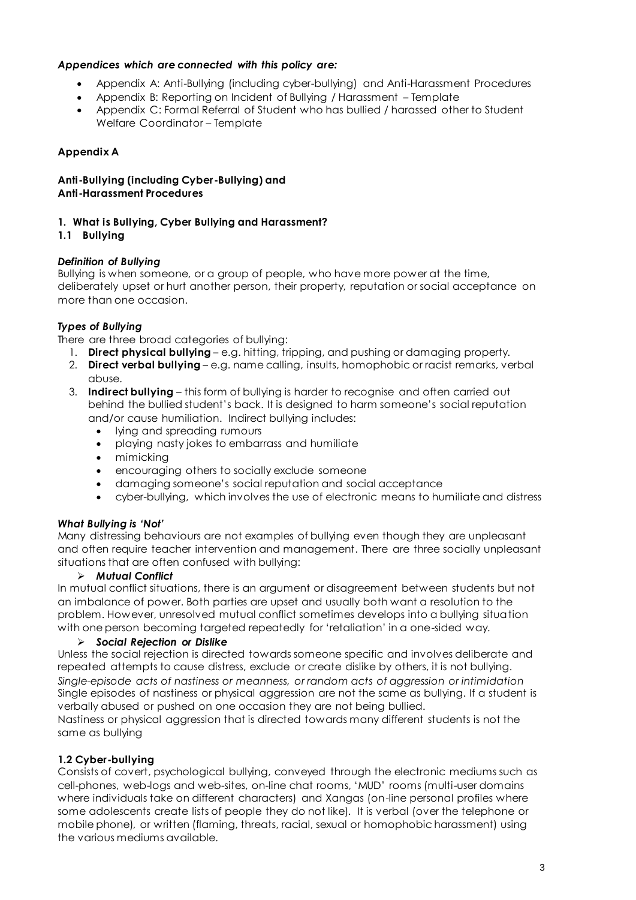***Appendices which are connected with this policy are:***

- Appendix A: Anti-Bullying (including cyber-bullying) and Anti-Harassment Procedures
- Appendix B: Reporting on Incident of Bullying / Harassment – Template
- Appendix C: Formal Referral of Student who has bullied / harassed other to Student Welfare Coordinator – Template

## Appendix A

### Anti-Bullying (including Cyber-Bullying) and Anti-Harassment Procedures

#### 1. What is Bullying, Cyber Bullying and Harassment?

#### 1.1 Bullying

***Definition of Bullying***

Bullying is when someone, or a group of people, who have more power at the time, deliberately upset or hurt another person, their property, reputation or social acceptance on more than one occasion.

***Types of Bullying***

There are three broad categories of bullying:

1. **Direct physical bullying** – e.g. hitting, tripping, and pushing or damaging property.
2. **Direct verbal bullying** – e.g. name calling, insults, homophobic or racist remarks, verbal abuse.
3. **Indirect bullying** – this form of bullying is harder to recognise and often carried out behind the bullied student's back. It is designed to harm someone's social reputation and/or cause humiliation. Indirect bullying includes:
   - lying and spreading rumours
   - playing nasty jokes to embarrass and humiliate
   - mimicking
   - encouraging others to socially exclude someone
   - damaging someone's social reputation and social acceptance
   - cyber-bullying, which involves the use of electronic means to humiliate and distress

***What Bullying is 'Not'***

Many distressing behaviours are not examples of bullying even though they are unpleasant and often require teacher intervention and management. There are three socially unpleasant situations that are often confused with bullying:

- ***Mutual Conflict***

In mutual conflict situations, there is an argument or disagreement between students but not an imbalance of power. Both parties are upset and usually both want a resolution to the problem. However, unresolved mutual conflict sometimes develops into a bullying situation with one person becoming targeted repeatedly for 'retaliation' in a one-sided way.

- ***Social Rejection or Dislike***

Unless the social rejection is directed towards someone specific and involves deliberate and repeated attempts to cause distress, exclude or create dislike by others, it is not bullying.

*Single-episode acts of nastiness or meanness, or random acts of aggression or intimidation*

Single episodes of nastiness or physical aggression are not the same as bullying. If a student is verbally abused or pushed on one occasion they are not being bullied.

Nastiness or physical aggression that is directed towards many different students is not the same as bullying

#### 1.2 Cyber-bullying

Consists of covert, psychological bullying, conveyed through the electronic mediums such as cell-phones, web-logs and web-sites, on-line chat rooms, 'MUD' rooms (multi-user domains where individuals take on different characters) and Xangas (on-line personal profiles where some adolescents create lists of people they do not like). It is verbal (over the telephone or mobile phone), or written (flaming, threats, racial, sexual or homophobic harassment) using the various mediums available.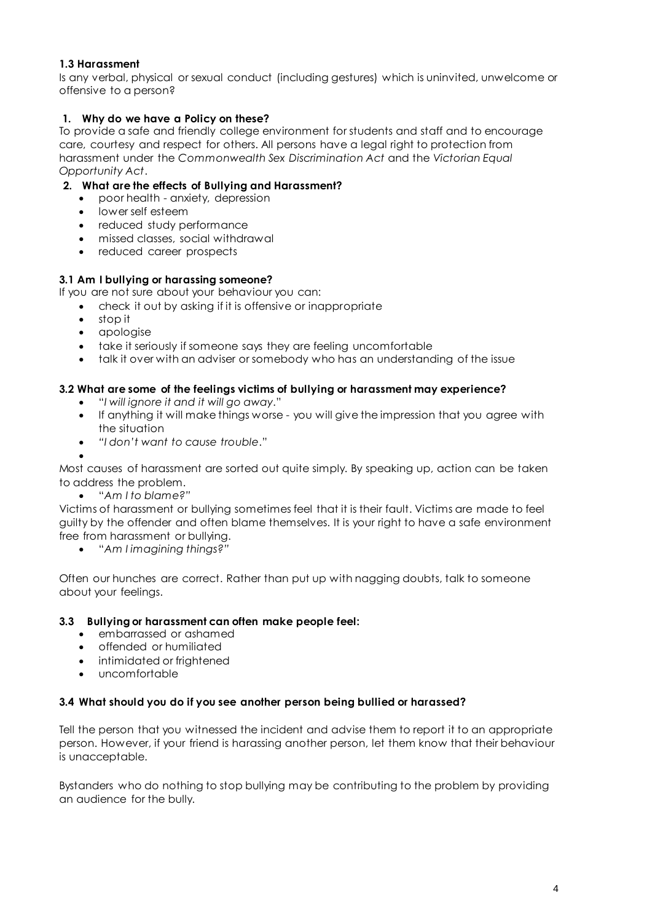### 1.3 Harassment

Is any verbal, physical or sexual conduct (including gestures) which is uninvited, unwelcome or offensive to a person?

### 1. Why do we have a Policy on these?

To provide a safe and friendly college environment for students and staff and to encourage care, courtesy and respect for others. All persons have a legal right to protection from harassment under the *Commonwealth Sex Discrimination Act* and the *Victorian Equal Opportunity Act*.

### 2. What are the effects of Bullying and Harassment?

- poor health - anxiety, depression
- lower self esteem
- reduced study performance
- missed classes, social withdrawal
- reduced career prospects

### 3.1 Am I bullying or harassing someone?

If you are not sure about your behaviour you can:

- check it out by asking if it is offensive or inappropriate
- stop it
- apologise
- take it seriously if someone says they are feeling uncomfortable
- talk it over with an adviser or somebody who has an understanding of the issue

### 3.2 What are some of the feelings victims of bullying or harassment may experience?

- "*I will ignore it and it will go away*."
- If anything it will make things worse - you will give the impression that you agree with the situation
- *"I don't want to cause trouble*."
- 

Most causes of harassment are sorted out quite simply. By speaking up, action can be taken to address the problem.

- "*Am I to blame?"*

Victims of harassment or bullying sometimes feel that it is their fault. Victims are made to feel guilty by the offender and often blame themselves. It is your right to have a safe environment free from harassment or bullying.

- "*Am I imagining things?"*

Often our hunches are correct. Rather than put up with nagging doubts, talk to someone about your feelings.

### 3.3 Bullying or harassment can often make people feel:

- embarrassed or ashamed
- offended or humiliated
- intimidated or frightened
- uncomfortable

### 3.4 What should you do if you see another person being bullied or harassed?

Tell the person that you witnessed the incident and advise them to report it to an appropriate person. However, if your friend is harassing another person, let them know that their behaviour is unacceptable.

Bystanders who do nothing to stop bullying may be contributing to the problem by providing an audience for the bully.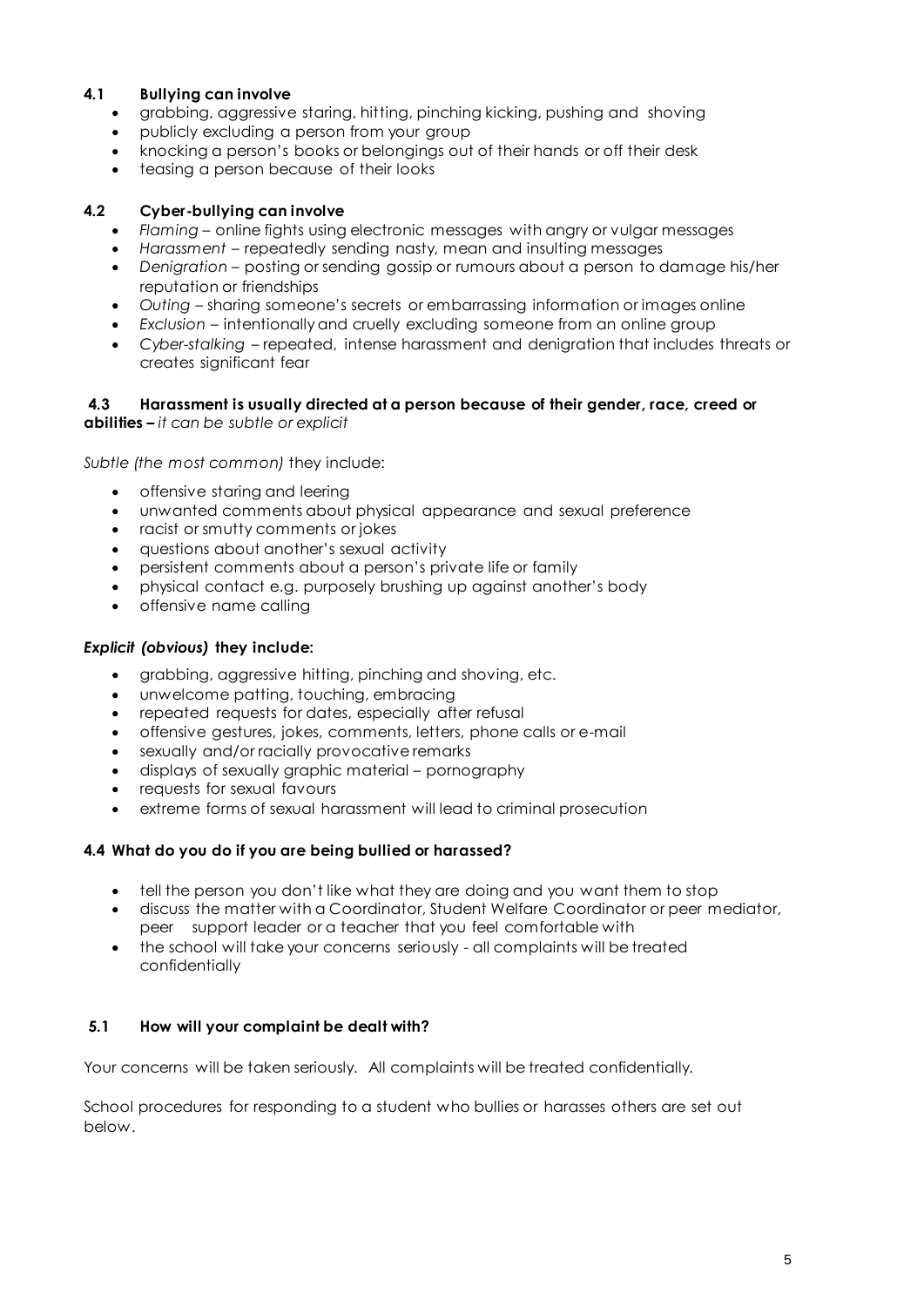### 4.1 Bullying can involve

- grabbing, aggressive staring, hitting, pinching kicking, pushing and shoving
- publicly excluding a person from your group
- knocking a person's books or belongings out of their hands or off their desk
- teasing a person because of their looks

### 4.2 Cyber-bullying can involve

- *Flaming* – online fights using electronic messages with angry or vulgar messages
- *Harassment* – repeatedly sending nasty, mean and insulting messages
- *Denigration* – posting or sending gossip or rumours about a person to damage his/her reputation or friendships
- *Outing* – sharing someone's secrets or embarrassing information or images online
- *Exclusion* – intentionally and cruelly excluding someone from an online group
- *Cyber-stalking* – repeated, intense harassment and denigration that includes threats or creates significant fear

### 4.3 Harassment is usually directed at a person because of their gender, race, creed or abilities – *it can be subtle or explicit*

*Subtle (the most common)* they include:

- offensive staring and leering
- unwanted comments about physical appearance and sexual preference
- racist or smutty comments or jokes
- questions about another's sexual activity
- persistent comments about a person's private life or family
- physical contact e.g. purposely brushing up against another's body
- offensive name calling

***Explicit (obvious)* they include:**

- grabbing, aggressive hitting, pinching and shoving, etc.
- unwelcome patting, touching, embracing
- repeated requests for dates, especially after refusal
- offensive gestures, jokes, comments, letters, phone calls or e-mail
- sexually and/or racially provocative remarks
- displays of sexually graphic material – pornography
- requests for sexual favours
- extreme forms of sexual harassment will lead to criminal prosecution

### 4.4 What do you do if you are being bullied or harassed?

- tell the person you don't like what they are doing and you want them to stop
- discuss the matter with a Coordinator, Student Welfare Coordinator or peer mediator, peer support leader or a teacher that you feel comfortable with
- the school will take your concerns seriously - all complaints will be treated confidentially

### 5.1 How will your complaint be dealt with?

Your concerns will be taken seriously. All complaints will be treated confidentially.

School procedures for responding to a student who bullies or harasses others are set out below.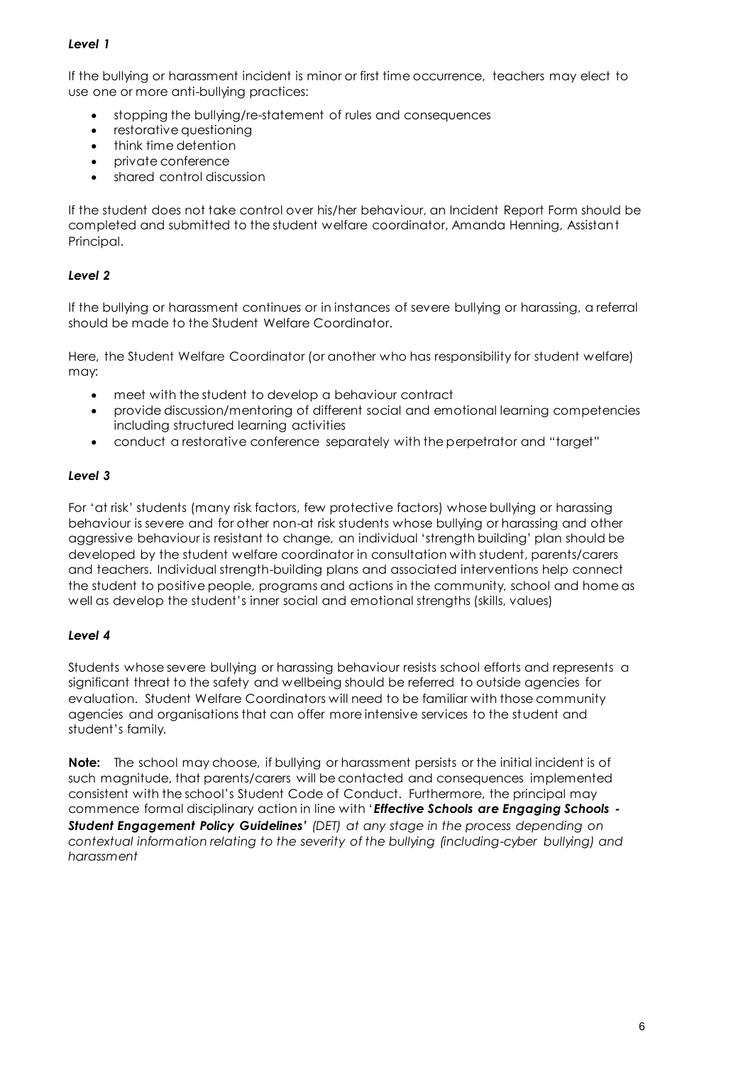### *Level 1*

If the bullying or harassment incident is minor or first time occurrence, teachers may elect to use one or more anti-bullying practices:

- stopping the bullying/re-statement of rules and consequences
- restorative questioning
- think time detention
- private conference
- shared control discussion

If the student does not take control over his/her behaviour, an Incident Report Form should be completed and submitted to the student welfare coordinator, Amanda Henning, Assistant Principal.

### *Level 2*

If the bullying or harassment continues or in instances of severe bullying or harassing, a referral should be made to the Student Welfare Coordinator.

Here, the Student Welfare Coordinator (or another who has responsibility for student welfare) may:

- meet with the student to develop a behaviour contract
- provide discussion/mentoring of different social and emotional learning competencies including structured learning activities
- conduct a restorative conference separately with the perpetrator and "target"

### *Level 3*

For 'at risk' students (many risk factors, few protective factors) whose bullying or harassing behaviour is severe and for other non-at risk students whose bullying or harassing and other aggressive behaviour is resistant to change, an individual 'strength building' plan should be developed by the student welfare coordinator in consultation with student, parents/carers and teachers. Individual strength-building plans and associated interventions help connect the student to positive people, programs and actions in the community, school and home as well as develop the student's inner social and emotional strengths (skills, values)

### *Level 4*

Students whose severe bullying or harassing behaviour resists school efforts and represents a significant threat to the safety and wellbeing should be referred to outside agencies for evaluation. Student Welfare Coordinators will need to be familiar with those community agencies and organisations that can offer more intensive services to the student and student's family.

**Note:** The school may choose, if bullying or harassment persists or the initial incident is of such magnitude, that parents/carers will be contacted and consequences implemented consistent with the school's Student Code of Conduct. Furthermore, the principal may commence formal disciplinary action in line with '***Effective Schools are Engaging Schools - Student Engagement Policy Guidelines'*** *(DET) at any stage in the process depending on contextual information relating to the severity of the bullying (including-cyber bullying) and harassment*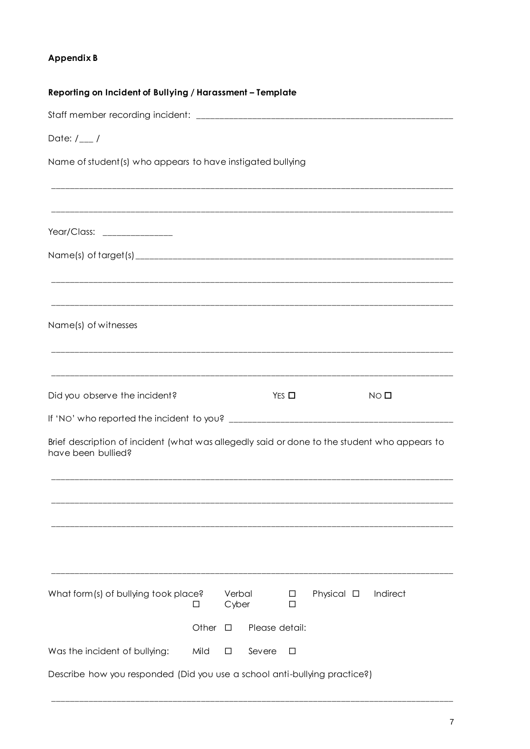**Appendix B**

**Reporting on Incident of Bullying / Harassment – Template**

Staff member recording incident: ___________________________________________________

Date: /___ /

Name of student(s) who appears to have instigated bullying

_______________________________________________________________________________

_______________________________________________________________________________

Year/Class: _______________

Name(s) of target(s)__________________________________________________________________

_______________________________________________________________________________

_______________________________________________________________________________

Name(s) of witnesses

_______________________________________________________________________________

_______________________________________________________________________________

Did you observe the incident? YES ☐ NO ☐

If 'NO' who reported the incident to you? ___________________________________________

Brief description of incident (what was allegedly said or done to the student who appears to have been bullied?

_______________________________________________________________________________

_______________________________________________________________________________

_______________________________________________________________________________

_______________________________________________________________________________

What form(s) of bullying took place? ☐ Verbal ☐ Cyber ☐ Physical ☐ Indirect

Other ☐ Please detail:

Was the incident of bullying: Mild ☐ Severe ☐

Describe how you responded (Did you use a school anti-bullying practice?)

_______________________________________________________________________________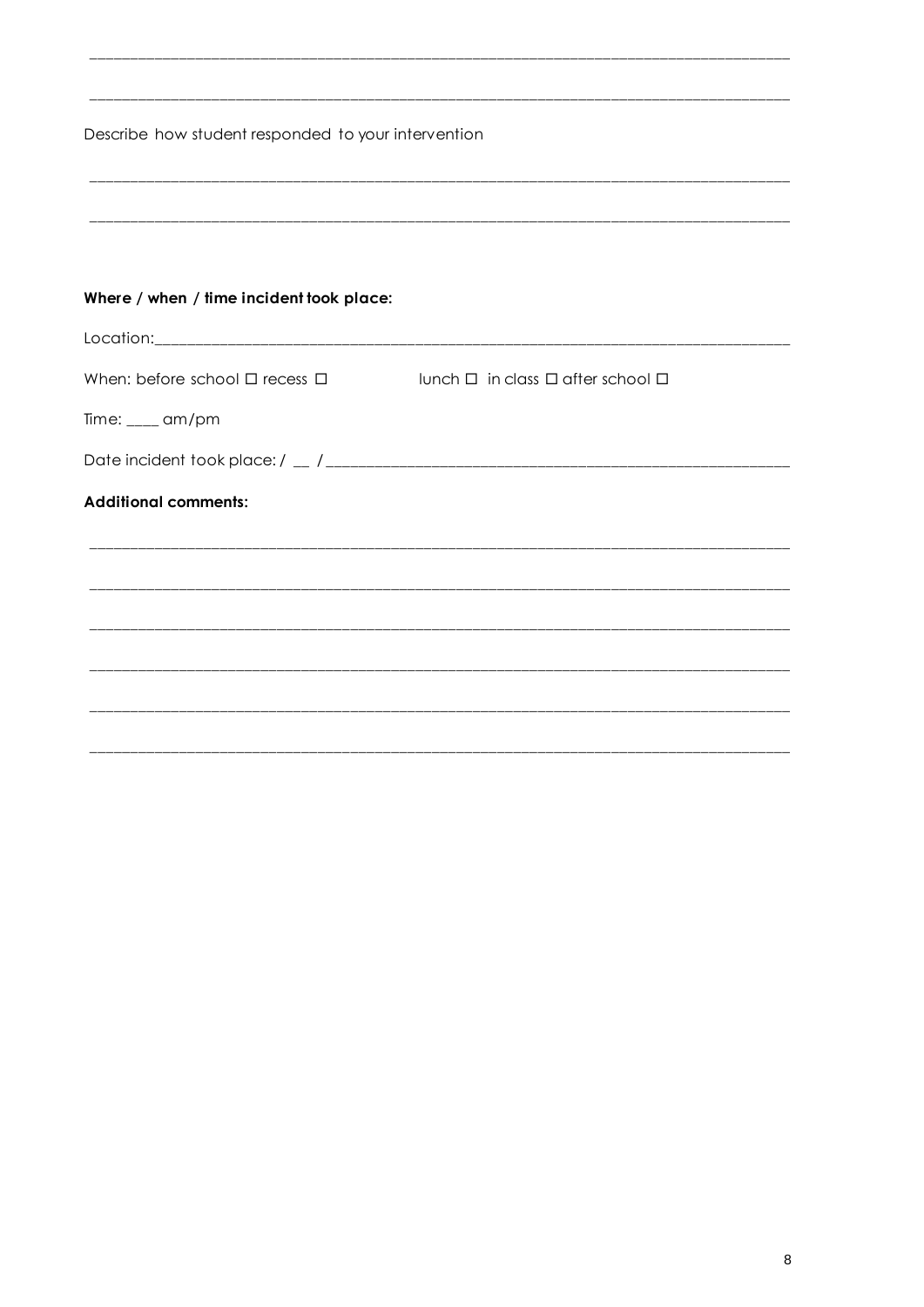\_\_\_\_\_\_\_\_\_\_\_\_\_\_\_\_\_\_\_\_\_\_\_\_\_\_\_\_\_\_\_\_\_\_\_\_\_\_\_\_\_\_\_\_\_\_\_\_\_\_\_\_\_\_\_\_\_\_\_\_\_\_\_\_\_\_\_\_\_\_\_\_\_\_\_\_\_\_\_\_

\_\_\_\_\_\_\_\_\_\_\_\_\_\_\_\_\_\_\_\_\_\_\_\_\_\_\_\_\_\_\_\_\_\_\_\_\_\_\_\_\_\_\_\_\_\_\_\_\_\_\_\_\_\_\_\_\_\_\_\_\_\_\_\_\_\_\_\_\_\_\_\_\_\_\_\_\_\_\_\_

Describe how student responded to your intervention

\_\_\_\_\_\_\_\_\_\_\_\_\_\_\_\_\_\_\_\_\_\_\_\_\_\_\_\_\_\_\_\_\_\_\_\_\_\_\_\_\_\_\_\_\_\_\_\_\_\_\_\_\_\_\_\_\_\_\_\_\_\_\_\_\_\_\_\_\_\_\_\_\_\_\_\_\_\_\_\_

\_\_\_\_\_\_\_\_\_\_\_\_\_\_\_\_\_\_\_\_\_\_\_\_\_\_\_\_\_\_\_\_\_\_\_\_\_\_\_\_\_\_\_\_\_\_\_\_\_\_\_\_\_\_\_\_\_\_\_\_\_\_\_\_\_\_\_\_\_\_\_\_\_\_\_\_\_\_\_\_

**Where / when / time incident took place:**

Location:\_\_\_\_\_\_\_\_\_\_\_\_\_\_\_\_\_\_\_\_\_\_\_\_\_\_\_\_\_\_\_\_\_\_\_\_\_\_\_\_\_\_\_\_\_\_\_\_\_\_\_\_\_\_\_\_\_\_\_\_\_\_\_\_\_\_\_\_\_\_\_\_

When: before school ☐ recess ☐ lunch ☐ in class ☐ after school ☐

Time: \_\_\_\_ am/pm

Date incident took place: / \_\_ /\_\_\_\_\_\_\_\_\_\_\_\_\_\_\_\_\_\_\_\_\_\_\_\_\_\_\_\_\_\_\_\_\_\_\_\_\_\_\_\_\_\_\_\_\_\_\_\_\_\_\_\_\_\_

**Additional comments:**

\_\_\_\_\_\_\_\_\_\_\_\_\_\_\_\_\_\_\_\_\_\_\_\_\_\_\_\_\_\_\_\_\_\_\_\_\_\_\_\_\_\_\_\_\_\_\_\_\_\_\_\_\_\_\_\_\_\_\_\_\_\_\_\_\_\_\_\_\_\_\_\_\_\_\_\_\_\_\_\_

\_\_\_\_\_\_\_\_\_\_\_\_\_\_\_\_\_\_\_\_\_\_\_\_\_\_\_\_\_\_\_\_\_\_\_\_\_\_\_\_\_\_\_\_\_\_\_\_\_\_\_\_\_\_\_\_\_\_\_\_\_\_\_\_\_\_\_\_\_\_\_\_\_\_\_\_\_\_\_\_

\_\_\_\_\_\_\_\_\_\_\_\_\_\_\_\_\_\_\_\_\_\_\_\_\_\_\_\_\_\_\_\_\_\_\_\_\_\_\_\_\_\_\_\_\_\_\_\_\_\_\_\_\_\_\_\_\_\_\_\_\_\_\_\_\_\_\_\_\_\_\_\_\_\_\_\_\_\_\_\_

\_\_\_\_\_\_\_\_\_\_\_\_\_\_\_\_\_\_\_\_\_\_\_\_\_\_\_\_\_\_\_\_\_\_\_\_\_\_\_\_\_\_\_\_\_\_\_\_\_\_\_\_\_\_\_\_\_\_\_\_\_\_\_\_\_\_\_\_\_\_\_\_\_\_\_\_\_\_\_\_

\_\_\_\_\_\_\_\_\_\_\_\_\_\_\_\_\_\_\_\_\_\_\_\_\_\_\_\_\_\_\_\_\_\_\_\_\_\_\_\_\_\_\_\_\_\_\_\_\_\_\_\_\_\_\_\_\_\_\_\_\_\_\_\_\_\_\_\_\_\_\_\_\_\_\_\_\_\_\_\_

\_\_\_\_\_\_\_\_\_\_\_\_\_\_\_\_\_\_\_\_\_\_\_\_\_\_\_\_\_\_\_\_\_\_\_\_\_\_\_\_\_\_\_\_\_\_\_\_\_\_\_\_\_\_\_\_\_\_\_\_\_\_\_\_\_\_\_\_\_\_\_\_\_\_\_\_\_\_\_\_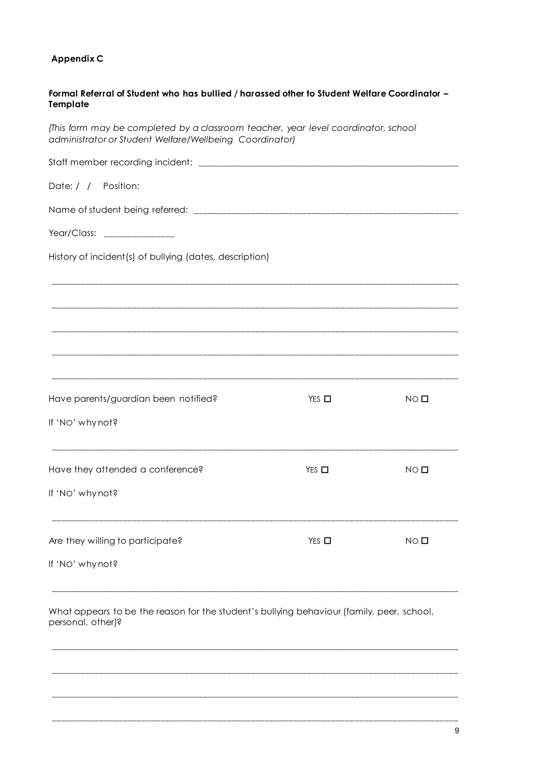**Appendix C**

**Formal Referral of Student who has bullied / harassed other to Student Welfare Coordinator – Template**

*(This form may be completed by a classroom teacher, year level coordinator, school administrator or Student Welfare/Wellbeing Coordinator)*

Staff member recording incident: ____________________________________________

Date: / / Position:

Name of student being referred: ____________________________________________

Year/Class: ______________

History of incident(s) of bullying (dates, description)

_____________________________________________________________________________

_____________________________________________________________________________

_____________________________________________________________________________

_____________________________________________________________________________

_____________________________________________________________________________

Have parents/guardian been notified? YES ☐ NO ☐

If 'NO' why not?

_____________________________________________________________________________

Have they attended a conference? YES ☐ NO ☐

If 'NO' why not?

_____________________________________________________________________________

Are they willing to participate? YES ☐ NO ☐

If 'NO' why not?

_____________________________________________________________________________

What appears to be the reason for the student's bullying behaviour (family, peer, school, personal, other)?

_____________________________________________________________________________

_____________________________________________________________________________

_____________________________________________________________________________

_____________________________________________________________________________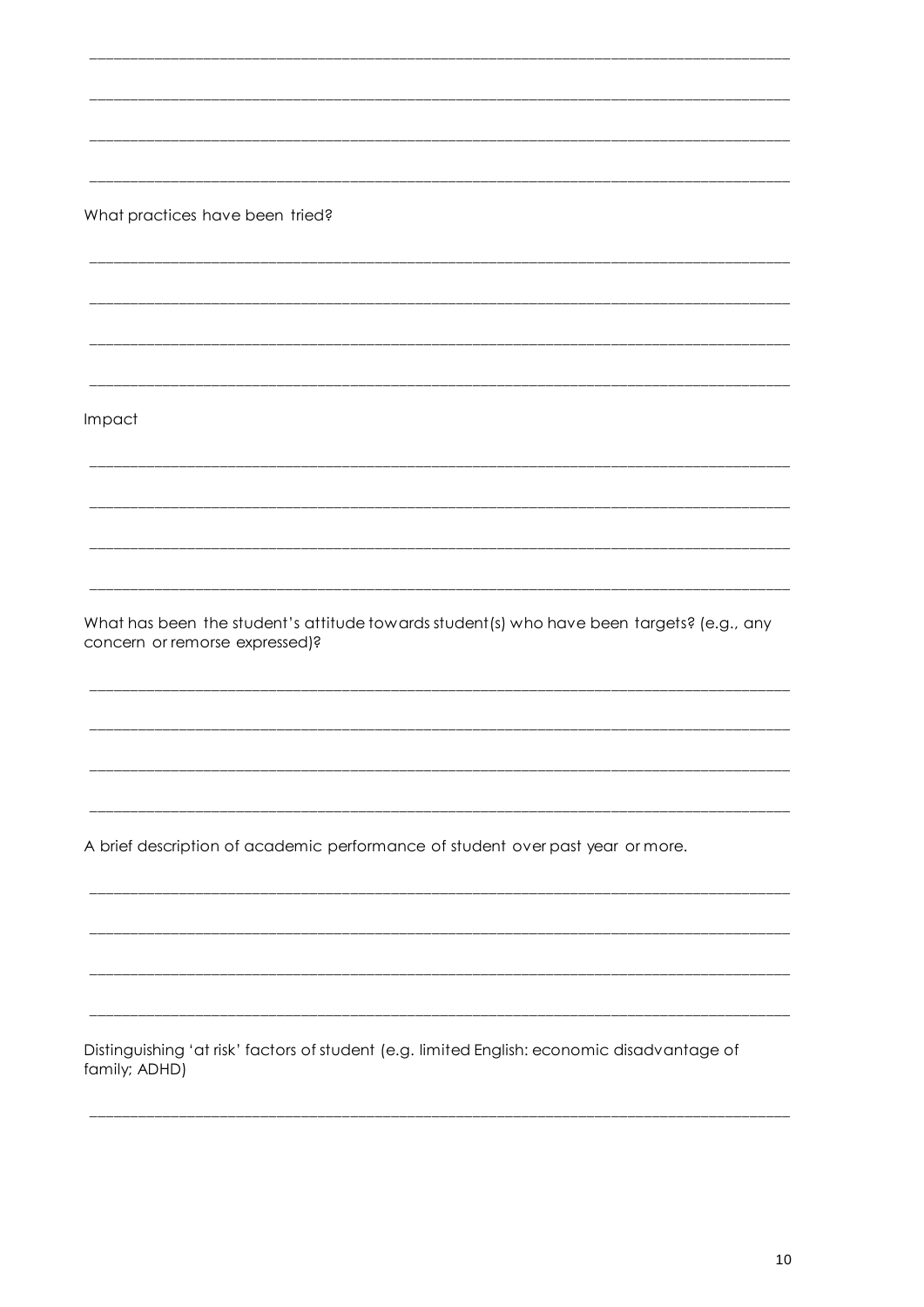What practices have been tried?

Impact

What has been the student's attitude towards student(s) who have been targets? (e.g., any concern or remorse expressed)?

A brief description of academic performance of student over past year or more.

Distinguishing 'at risk' factors of student (e.g. limited English: economic disadvantage of family; ADHD)